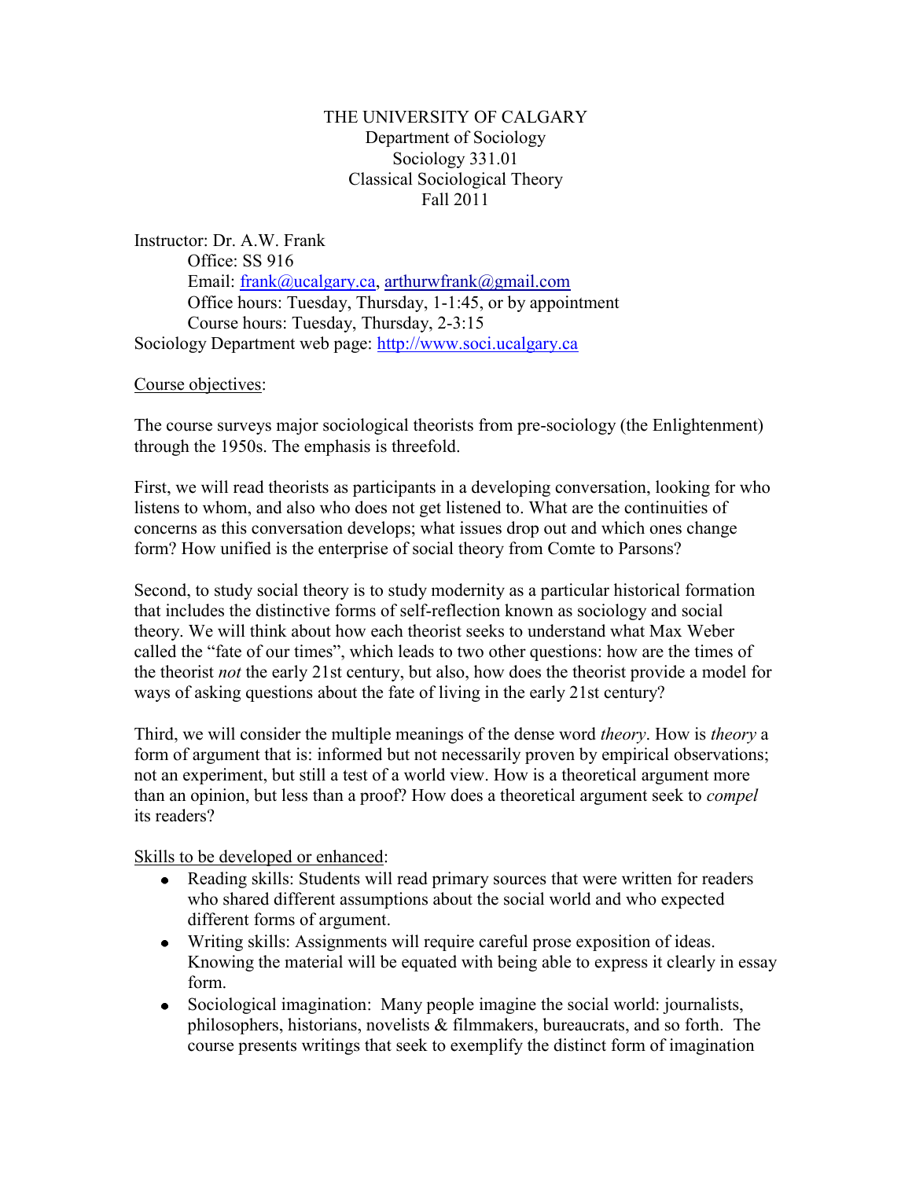THE UNIVERSITY OF CALGARY
Department of Sociology
Sociology 331.01
Classical Sociological Theory
Fall 2011

Instructor: Dr. A.W. Frank
Office: SS 916
Email: frank@ucalgary.ca, arthurwfrank@gmail.com
Office hours: Tuesday, Thursday, 1-1:45, or by appointment
Course hours: Tuesday, Thursday, 2-3:15
Sociology Department web page: http://www.soci.ucalgary.ca

Course objectives:

The course surveys major sociological theorists from pre-sociology (the Enlightenment) through the 1950s. The emphasis is threefold.

First, we will read theorists as participants in a developing conversation, looking for who listens to whom, and also who does not get listened to. What are the continuities of concerns as this conversation develops; what issues drop out and which ones change form? How unified is the enterprise of social theory from Comte to Parsons?

Second, to study social theory is to study modernity as a particular historical formation that includes the distinctive forms of self-reflection known as sociology and social theory. We will think about how each theorist seeks to understand what Max Weber called the "fate of our times", which leads to two other questions: how are the times of the theorist *not* the early 21st century, but also, how does the theorist provide a model for ways of asking questions about the fate of living in the early 21st century?

Third, we will consider the multiple meanings of the dense word *theory*. How is *theory* a form of argument that is: informed but not necessarily proven by empirical observations; not an experiment, but still a test of a world view. How is a theoretical argument more than an opinion, but less than a proof? How does a theoretical argument seek to *compel* its readers?

Skills to be developed or enhanced:

- Reading skills: Students will read primary sources that were written for readers who shared different assumptions about the social world and who expected different forms of argument.
- Writing skills: Assignments will require careful prose exposition of ideas. Knowing the material will be equated with being able to express it clearly in essay form.
- Sociological imagination: Many people imagine the social world: journalists, philosophers, historians, novelists & filmmakers, bureaucrats, and so forth. The course presents writings that seek to exemplify the distinct form of imagination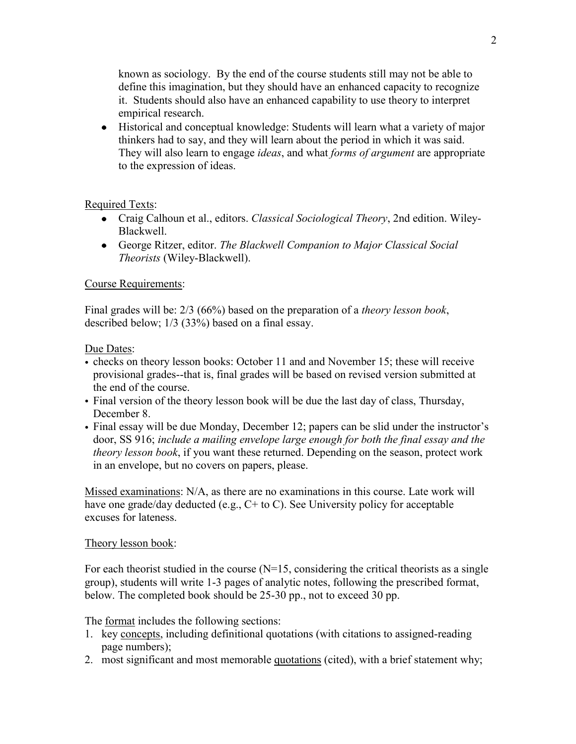known as sociology. By the end of the course students still may not be able to define this imagination, but they should have an enhanced capacity to recognize it. Students should also have an enhanced capability to use theory to interpret empirical research.

- Historical and conceptual knowledge: Students will learn what a variety of major thinkers had to say, and they will learn about the period in which it was said. They will also learn to engage *ideas*, and what *forms of argument* are appropriate to the expression of ideas.

Required Texts:

- Craig Calhoun et al., editors. *Classical Sociological Theory*, 2nd edition. Wiley-Blackwell.
- George Ritzer, editor. *The Blackwell Companion to Major Classical Social Theorists* (Wiley-Blackwell).

Course Requirements:

Final grades will be: 2/3 (66%) based on the preparation of a *theory lesson book*, described below; 1/3 (33%) based on a final essay.

Due Dates:

- checks on theory lesson books: October 11 and and November 15; these will receive provisional grades--that is, final grades will be based on revised version submitted at the end of the course.
- Final version of the theory lesson book will be due the last day of class, Thursday, December 8.
- Final essay will be due Monday, December 12; papers can be slid under the instructor's door, SS 916; *include a mailing envelope large enough for both the final essay and the theory lesson book*, if you want these returned. Depending on the season, protect work in an envelope, but no covers on papers, please.

Missed examinations: N/A, as there are no examinations in this course. Late work will have one grade/day deducted (e.g., C+ to C). See University policy for acceptable excuses for lateness.

Theory lesson book:

For each theorist studied in the course (N=15, considering the critical theorists as a single group), students will write 1-3 pages of analytic notes, following the prescribed format, below. The completed book should be 25-30 pp., not to exceed 30 pp.

The format includes the following sections:

1. key concepts, including definitional quotations (with citations to assigned-reading page numbers);
2. most significant and most memorable quotations (cited), with a brief statement why;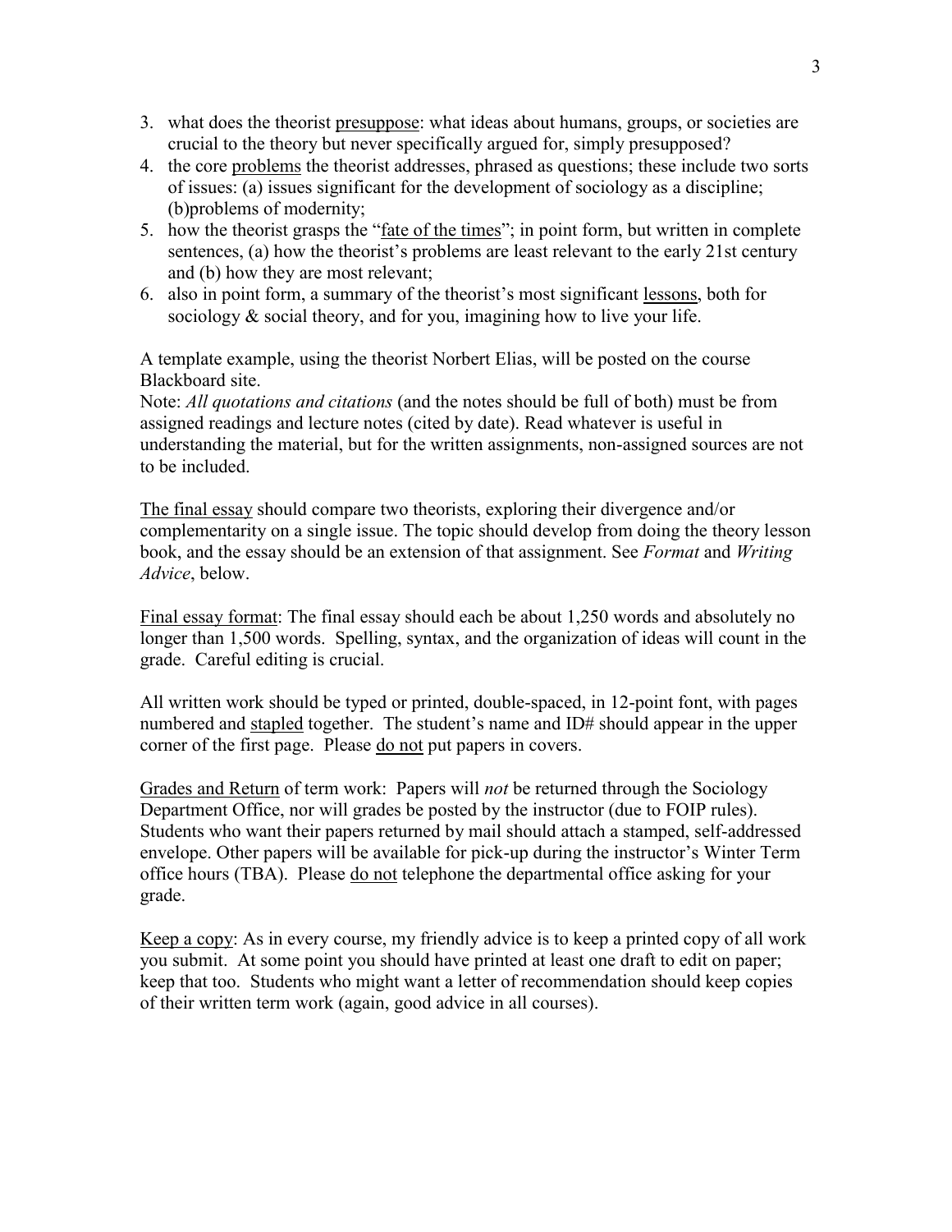3. what does the theorist <u>presuppose</u>: what ideas about humans, groups, or societies are crucial to the theory but never specifically argued for, simply presupposed?
4. the core <u>problems</u> the theorist addresses, phrased as questions; these include two sorts of issues: (a) issues significant for the development of sociology as a discipline; (b)problems of modernity;
5. how the theorist grasps the "<u>fate of the times</u>"; in point form, but written in complete sentences, (a) how the theorist's problems are least relevant to the early 21st century and (b) how they are most relevant;
6. also in point form, a summary of the theorist's most significant <u>lessons</u>, both for sociology & social theory, and for you, imagining how to live your life.

A template example, using the theorist Norbert Elias, will be posted on the course Blackboard site.

Note: *All quotations and citations* (and the notes should be full of both) must be from assigned readings and lecture notes (cited by date). Read whatever is useful in understanding the material, but for the written assignments, non-assigned sources are not to be included.

<u>The final essay</u> should compare two theorists, exploring their divergence and/or complementarity on a single issue. The topic should develop from doing the theory lesson book, and the essay should be an extension of that assignment. See *Format* and *Writing Advice*, below.

<u>Final essay format</u>: The final essay should each be about 1,250 words and absolutely no longer than 1,500 words. Spelling, syntax, and the organization of ideas will count in the grade. Careful editing is crucial.

All written work should be typed or printed, double-spaced, in 12-point font, with pages numbered and <u>stapled</u> together. The student's name and ID# should appear in the upper corner of the first page. Please <u>do not</u> put papers in covers.

<u>Grades and Return</u> of term work: Papers will *not* be returned through the Sociology Department Office, nor will grades be posted by the instructor (due to FOIP rules). Students who want their papers returned by mail should attach a stamped, self-addressed envelope. Other papers will be available for pick-up during the instructor's Winter Term office hours (TBA). Please <u>do not</u> telephone the departmental office asking for your grade.

<u>Keep a copy</u>: As in every course, my friendly advice is to keep a printed copy of all work you submit. At some point you should have printed at least one draft to edit on paper; keep that too. Students who might want a letter of recommendation should keep copies of their written term work (again, good advice in all courses).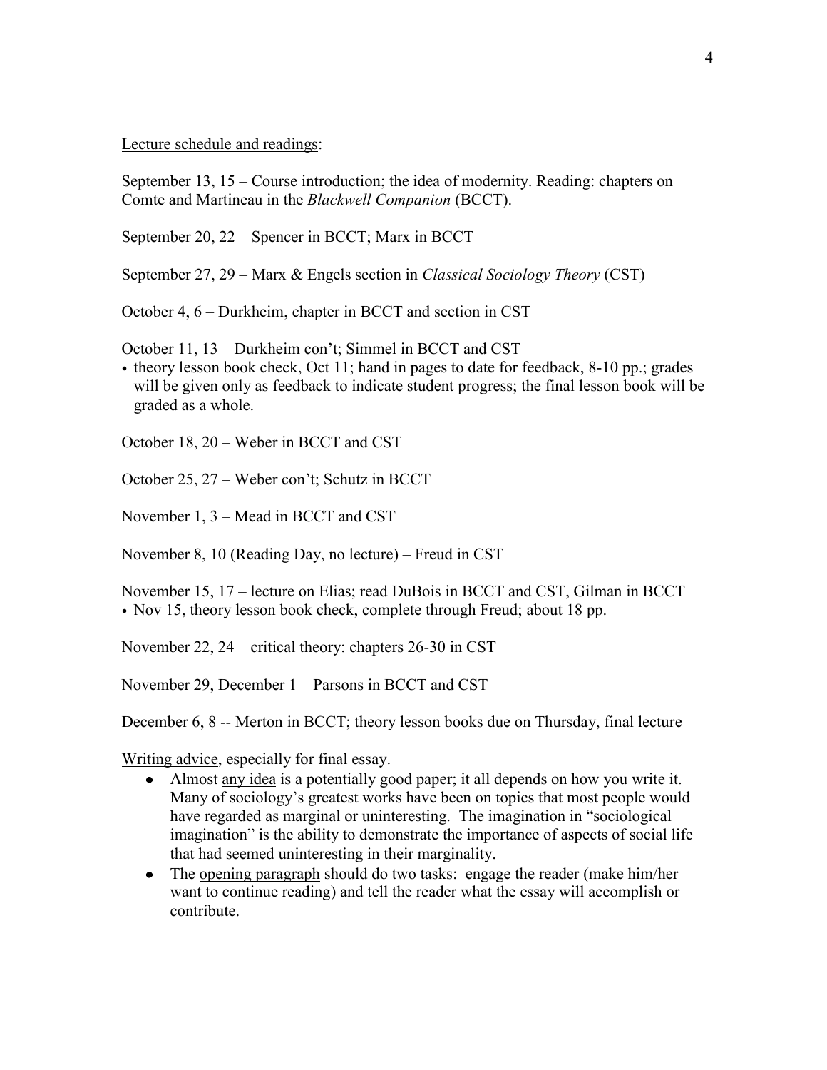<u>Lecture schedule and readings</u>:

September 13, 15 – Course introduction; the idea of modernity. Reading: chapters on Comte and Martineau in the *Blackwell Companion* (BCCT).

September 20, 22 – Spencer in BCCT; Marx in BCCT

September 27, 29 – Marx & Engels section in *Classical Sociology Theory* (CST)

October 4, 6 – Durkheim, chapter in BCCT and section in CST

October 11, 13 – Durkheim con't; Simmel in BCCT and CST

- theory lesson book check, Oct 11; hand in pages to date for feedback, 8-10 pp.; grades will be given only as feedback to indicate student progress; the final lesson book will be graded as a whole.

October 18, 20 – Weber in BCCT and CST

October 25, 27 – Weber con't; Schutz in BCCT

November 1, 3 – Mead in BCCT and CST

November 8, 10 (Reading Day, no lecture) – Freud in CST

November 15, 17 – lecture on Elias; read DuBois in BCCT and CST, Gilman in BCCT

- Nov 15, theory lesson book check, complete through Freud; about 18 pp.

November 22, 24 – critical theory: chapters 26-30 in CST

November 29, December 1 – Parsons in BCCT and CST

December 6, 8 -- Merton in BCCT; theory lesson books due on Thursday, final lecture

<u>Writing advice</u>, especially for final essay.

- Almost <u>any idea</u> is a potentially good paper; it all depends on how you write it. Many of sociology's greatest works have been on topics that most people would have regarded as marginal or uninteresting. The imagination in "sociological imagination" is the ability to demonstrate the importance of aspects of social life that had seemed uninteresting in their marginality.
- The <u>opening paragraph</u> should do two tasks: engage the reader (make him/her want to continue reading) and tell the reader what the essay will accomplish or contribute.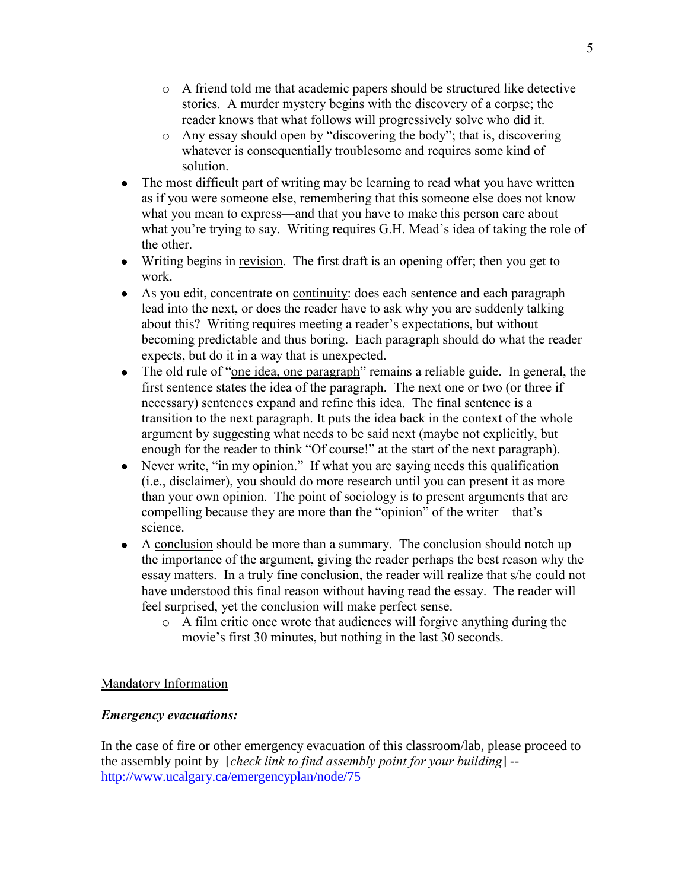- A friend told me that academic papers should be structured like detective stories. A murder mystery begins with the discovery of a corpse; the reader knows that what follows will progressively solve who did it.
  - Any essay should open by "discovering the body"; that is, discovering whatever is consequentially troublesome and requires some kind of solution.
- The most difficult part of writing may be <u>learning to read</u> what you have written as if you were someone else, remembering that this someone else does not know what you mean to express—and that you have to make this person care about what you're trying to say. Writing requires G.H. Mead's idea of taking the role of the other.
- Writing begins in <u>revision</u>. The first draft is an opening offer; then you get to work.
- As you edit, concentrate on <u>continuity</u>: does each sentence and each paragraph lead into the next, or does the reader have to ask why you are suddenly talking about <u>this</u>? Writing requires meeting a reader's expectations, but without becoming predictable and thus boring. Each paragraph should do what the reader expects, but do it in a way that is unexpected.
- The old rule of "<u>one idea, one paragraph</u>" remains a reliable guide. In general, the first sentence states the idea of the paragraph. The next one or two (or three if necessary) sentences expand and refine this idea. The final sentence is a transition to the next paragraph. It puts the idea back in the context of the whole argument by suggesting what needs to be said next (maybe not explicitly, but enough for the reader to think "Of course!" at the start of the next paragraph).
- <u>Never</u> write, "in my opinion." If what you are saying needs this qualification (i.e., disclaimer), you should do more research until you can present it as more than your own opinion. The point of sociology is to present arguments that are compelling because they are more than the "opinion" of the writer—that's science.
- A <u>conclusion</u> should be more than a summary. The conclusion should notch up the importance of the argument, giving the reader perhaps the best reason why the essay matters. In a truly fine conclusion, the reader will realize that s/he could not have understood this final reason without having read the essay. The reader will feel surprised, yet the conclusion will make perfect sense.
  - A film critic once wrote that audiences will forgive anything during the movie's first 30 minutes, but nothing in the last 30 seconds.

<u>Mandatory Information</u>

***Emergency evacuations:***

In the case of fire or other emergency evacuation of this classroom/lab, please proceed to the assembly point by [*check link to find assembly point for your building*] -- http://www.ucalgary.ca/emergencyplan/node/75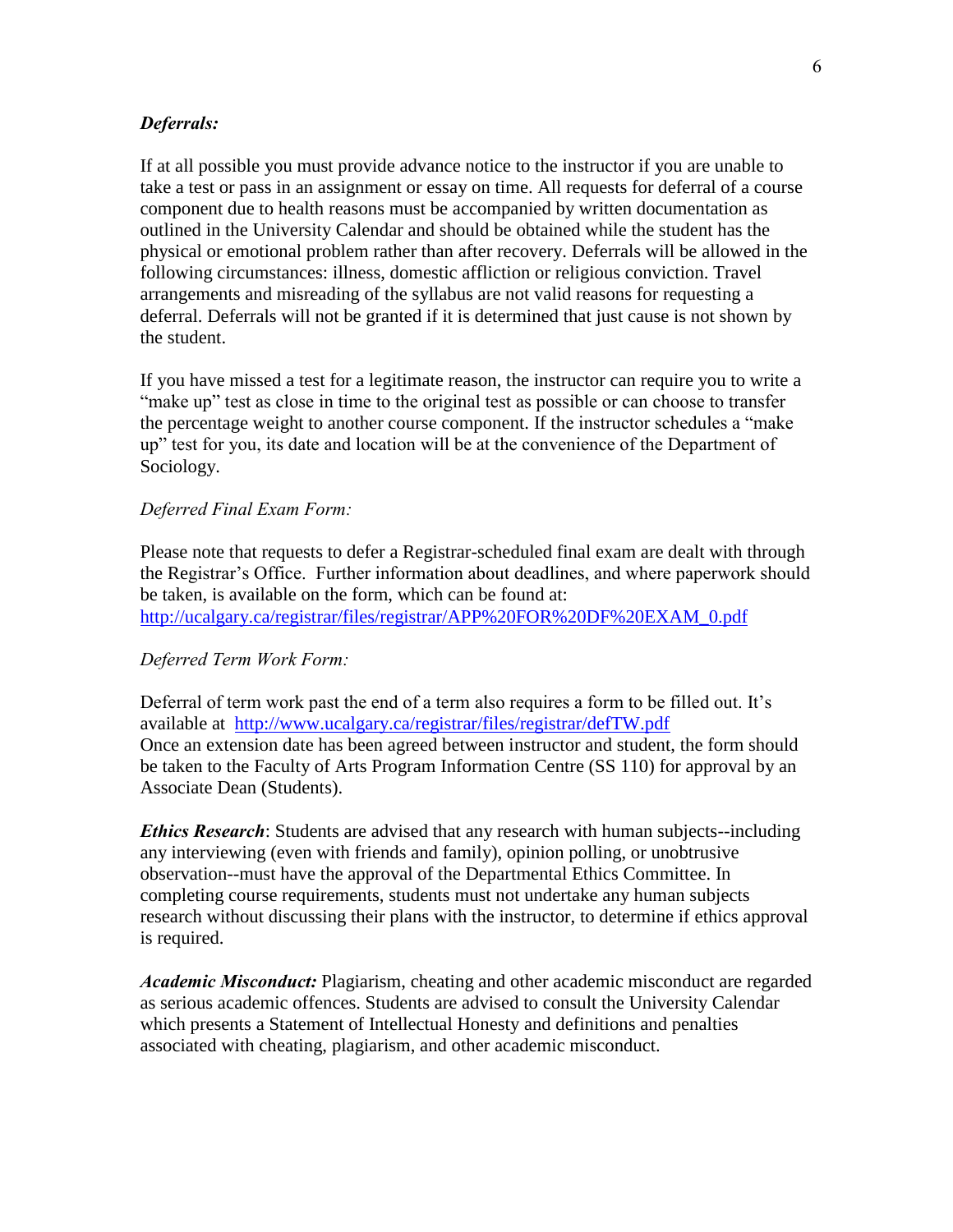***Deferrals:***

If at all possible you must provide advance notice to the instructor if you are unable to take a test or pass in an assignment or essay on time. All requests for deferral of a course component due to health reasons must be accompanied by written documentation as outlined in the University Calendar and should be obtained while the student has the physical or emotional problem rather than after recovery. Deferrals will be allowed in the following circumstances: illness, domestic affliction or religious conviction. Travel arrangements and misreading of the syllabus are not valid reasons for requesting a deferral. Deferrals will not be granted if it is determined that just cause is not shown by the student.

If you have missed a test for a legitimate reason, the instructor can require you to write a "make up" test as close in time to the original test as possible or can choose to transfer the percentage weight to another course component. If the instructor schedules a "make up" test for you, its date and location will be at the convenience of the Department of Sociology.

*Deferred Final Exam Form:*

Please note that requests to defer a Registrar-scheduled final exam are dealt with through the Registrar's Office. Further information about deadlines, and where paperwork should be taken, is available on the form, which can be found at:
http://ucalgary.ca/registrar/files/registrar/APP%20FOR%20DF%20EXAM_0.pdf

*Deferred Term Work Form:*

Deferral of term work past the end of a term also requires a form to be filled out. It's available at http://www.ucalgary.ca/registrar/files/registrar/defTW.pdf
Once an extension date has been agreed between instructor and student, the form should be taken to the Faculty of Arts Program Information Centre (SS 110) for approval by an Associate Dean (Students).

***Ethics Research***: Students are advised that any research with human subjects--including any interviewing (even with friends and family), opinion polling, or unobtrusive observation--must have the approval of the Departmental Ethics Committee. In completing course requirements, students must not undertake any human subjects research without discussing their plans with the instructor, to determine if ethics approval is required.

***Academic Misconduct:*** Plagiarism, cheating and other academic misconduct are regarded as serious academic offences. Students are advised to consult the University Calendar which presents a Statement of Intellectual Honesty and definitions and penalties associated with cheating, plagiarism, and other academic misconduct.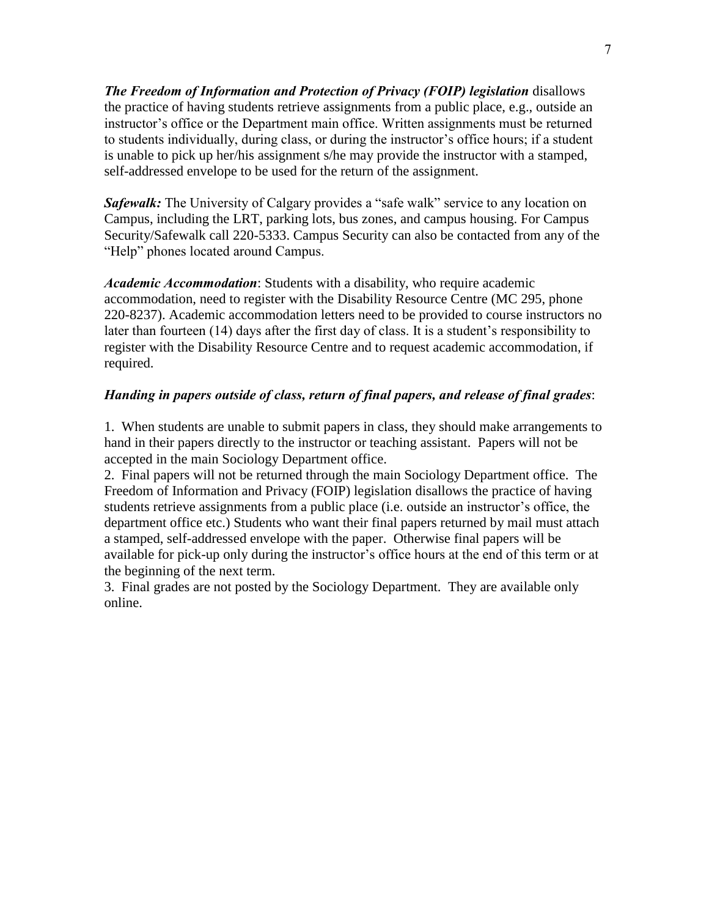***The Freedom of Information and Protection of Privacy (FOIP) legislation*** disallows the practice of having students retrieve assignments from a public place, e.g., outside an instructor's office or the Department main office. Written assignments must be returned to students individually, during class, or during the instructor's office hours; if a student is unable to pick up her/his assignment s/he may provide the instructor with a stamped, self-addressed envelope to be used for the return of the assignment.

***Safewalk:*** The University of Calgary provides a "safe walk" service to any location on Campus, including the LRT, parking lots, bus zones, and campus housing. For Campus Security/Safewalk call 220-5333. Campus Security can also be contacted from any of the "Help" phones located around Campus.

***Academic Accommodation***: Students with a disability, who require academic accommodation, need to register with the Disability Resource Centre (MC 295, phone 220-8237). Academic accommodation letters need to be provided to course instructors no later than fourteen (14) days after the first day of class. It is a student's responsibility to register with the Disability Resource Centre and to request academic accommodation, if required.

***Handing in papers outside of class, return of final papers, and release of final grades***:

1. When students are unable to submit papers in class, they should make arrangements to hand in their papers directly to the instructor or teaching assistant. Papers will not be accepted in the main Sociology Department office.
2. Final papers will not be returned through the main Sociology Department office. The Freedom of Information and Privacy (FOIP) legislation disallows the practice of having students retrieve assignments from a public place (i.e. outside an instructor's office, the department office etc.) Students who want their final papers returned by mail must attach a stamped, self-addressed envelope with the paper. Otherwise final papers will be available for pick-up only during the instructor's office hours at the end of this term or at the beginning of the next term.
3. Final grades are not posted by the Sociology Department. They are available only online.